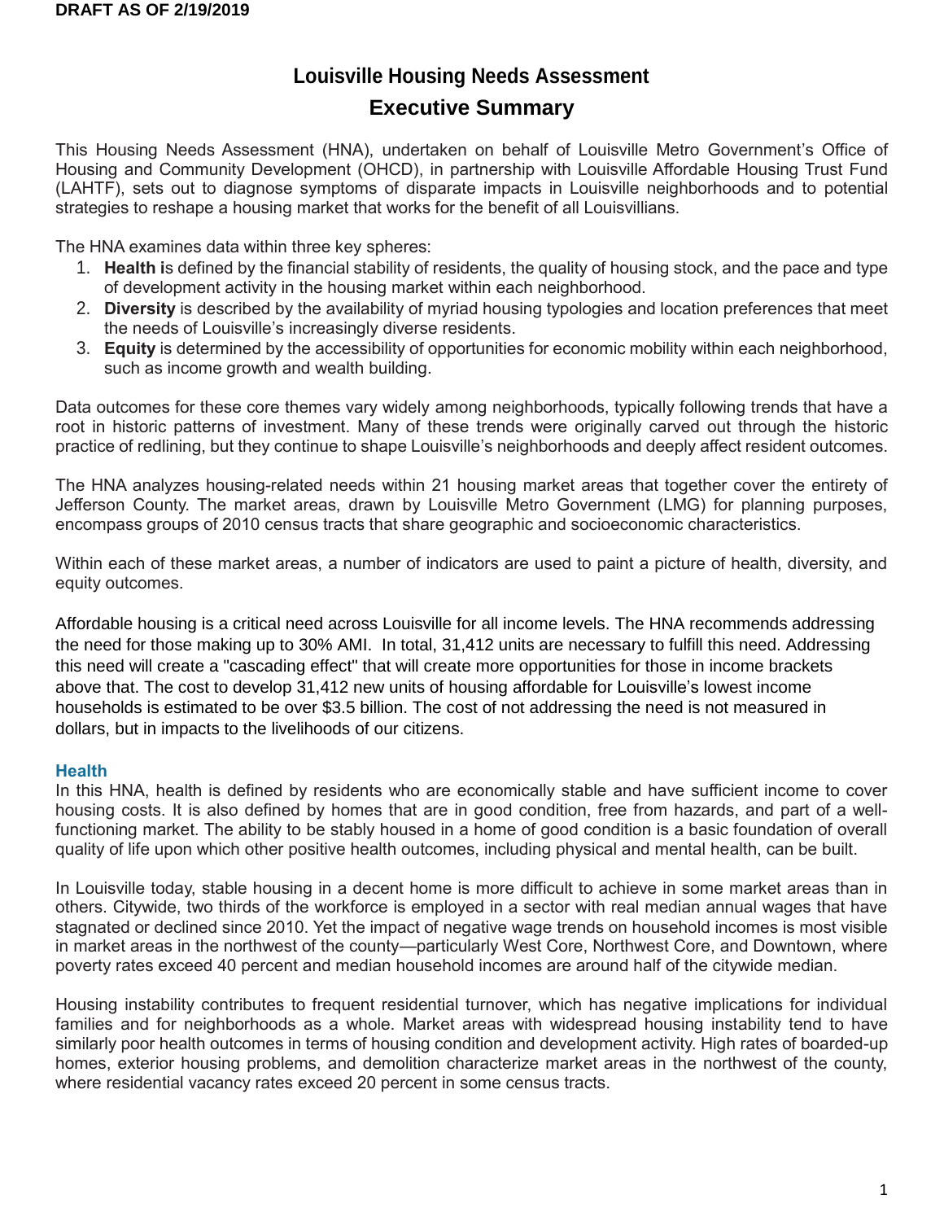DRAFT AS OF 2/19/2019

# Louisville Housing Needs Assessment

## Executive Summary

This Housing Needs Assessment (HNA), undertaken on behalf of Louisville Metro Government's Office of Housing and Community Development (OHCD), in partnership with Louisville Affordable Housing Trust Fund (LAHTF), sets out to diagnose symptoms of disparate impacts in Louisville neighborhoods and to potential strategies to reshape a housing market that works for the benefit of all Louisvillians.

The HNA examines data within three key spheres:

1. **Health i**s defined by the financial stability of residents, the quality of housing stock, and the pace and type of development activity in the housing market within each neighborhood.
2. **Diversity** is described by the availability of myriad housing typologies and location preferences that meet the needs of Louisville's increasingly diverse residents.
3. **Equity** is determined by the accessibility of opportunities for economic mobility within each neighborhood, such as income growth and wealth building.

Data outcomes for these core themes vary widely among neighborhoods, typically following trends that have a root in historic patterns of investment. Many of these trends were originally carved out through the historic practice of redlining, but they continue to shape Louisville's neighborhoods and deeply affect resident outcomes.

The HNA analyzes housing-related needs within 21 housing market areas that together cover the entirety of Jefferson County. The market areas, drawn by Louisville Metro Government (LMG) for planning purposes, encompass groups of 2010 census tracts that share geographic and socioeconomic characteristics.

Within each of these market areas, a number of indicators are used to paint a picture of health, diversity, and equity outcomes.

Affordable housing is a critical need across Louisville for all income levels. The HNA recommends addressing the need for those making up to 30% AMI. In total, 31,412 units are necessary to fulfill this need. Addressing this need will create a "cascading effect" that will create more opportunities for those in income brackets above that. The cost to develop 31,412 new units of housing affordable for Louisville's lowest income households is estimated to be over $3.5 billion. The cost of not addressing the need is not measured in dollars, but in impacts to the livelihoods of our citizens.

### Health

In this HNA, health is defined by residents who are economically stable and have sufficient income to cover housing costs. It is also defined by homes that are in good condition, free from hazards, and part of a well-functioning market. The ability to be stably housed in a home of good condition is a basic foundation of overall quality of life upon which other positive health outcomes, including physical and mental health, can be built.

In Louisville today, stable housing in a decent home is more difficult to achieve in some market areas than in others. Citywide, two thirds of the workforce is employed in a sector with real median annual wages that have stagnated or declined since 2010. Yet the impact of negative wage trends on household incomes is most visible in market areas in the northwest of the county—particularly West Core, Northwest Core, and Downtown, where poverty rates exceed 40 percent and median household incomes are around half of the citywide median.

Housing instability contributes to frequent residential turnover, which has negative implications for individual families and for neighborhoods as a whole. Market areas with widespread housing instability tend to have similarly poor health outcomes in terms of housing condition and development activity. High rates of boarded-up homes, exterior housing problems, and demolition characterize market areas in the northwest of the county, where residential vacancy rates exceed 20 percent in some census tracts.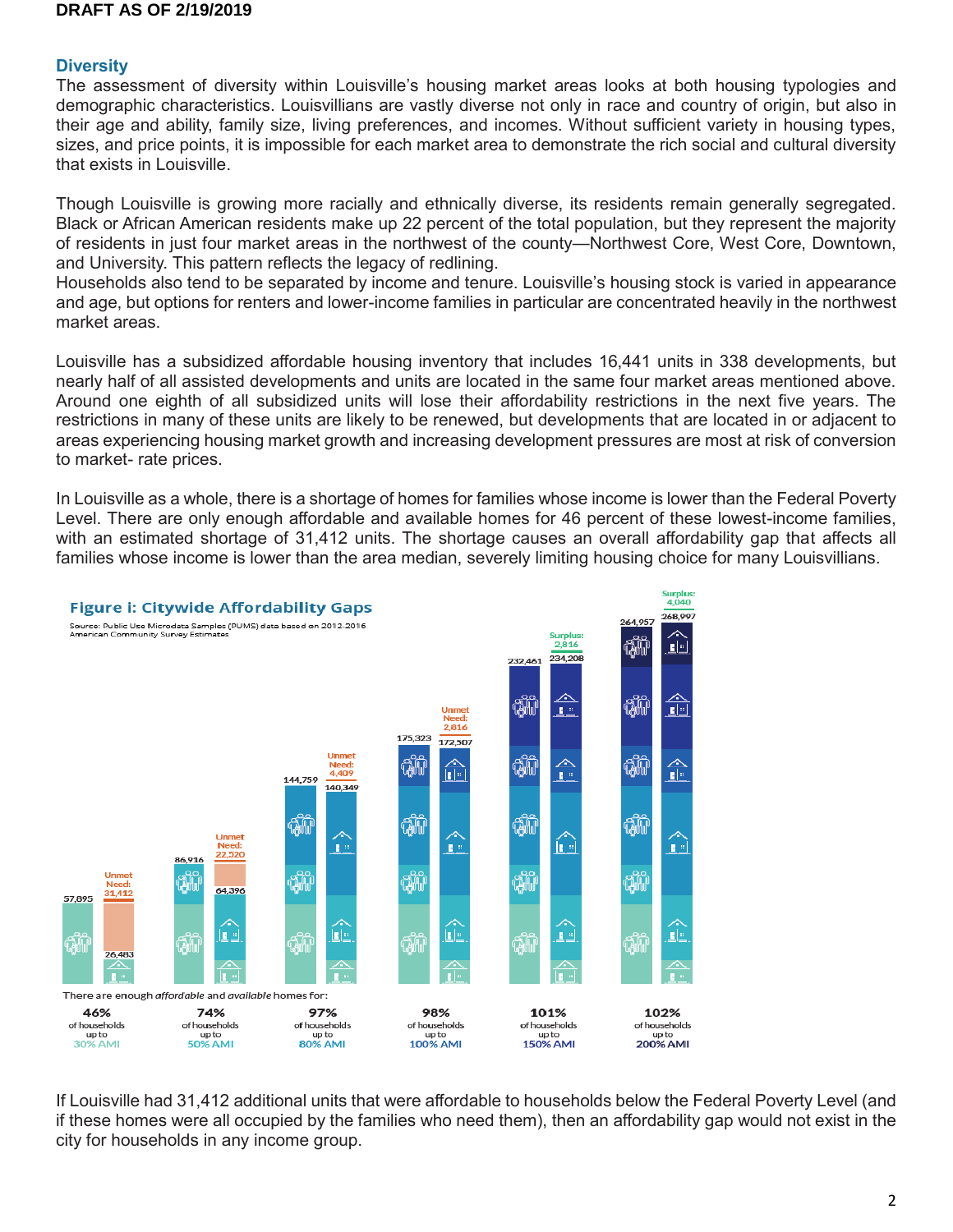## Diversity

The assessment of diversity within Louisville's housing market areas looks at both housing typologies and demographic characteristics. Louisvillians are vastly diverse not only in race and country of origin, but also in their age and ability, family size, living preferences, and incomes. Without sufficient variety in housing types, sizes, and price points, it is impossible for each market area to demonstrate the rich social and cultural diversity that exists in Louisville.

Though Louisville is growing more racially and ethnically diverse, its residents remain generally segregated. Black or African American residents make up 22 percent of the total population, but they represent the majority of residents in just four market areas in the northwest of the county—Northwest Core, West Core, Downtown, and University. This pattern reflects the legacy of redlining.

Households also tend to be separated by income and tenure. Louisville's housing stock is varied in appearance and age, but options for renters and lower-income families in particular are concentrated heavily in the northwest market areas.

Louisville has a subsidized affordable housing inventory that includes 16,441 units in 338 developments, but nearly half of all assisted developments and units are located in the same four market areas mentioned above. Around one eighth of all subsidized units will lose their affordability restrictions in the next five years. The restrictions in many of these units are likely to be renewed, but developments that are located in or adjacent to areas experiencing housing market growth and increasing development pressures are most at risk of conversion to market- rate prices.

In Louisville as a whole, there is a shortage of homes for families whose income is lower than the Federal Poverty Level. There are only enough affordable and available homes for 46 percent of these lowest-income families, with an estimated shortage of 31,412 units. The shortage causes an overall affordability gap that affects all families whose income is lower than the area median, severely limiting housing choice for many Louisvillians.

**Figure i: Citywide Affordability Gaps**

Source: Public Use Microdata Samples (PUMS) data based on 2012-2016 American Community Survey Estimates

| Income group | Households | Affordable and available homes | Unmet Need / Surplus | There are enough *affordable* and *available* homes for: |
|---|---|---|---|---|
| up to 30% AMI | 57,895 | 26,483 | Unmet Need: 31,412 | 46% of households |
| up to 50% AMI | 86,916 | 64,396 | Unmet Need: 22,520 | 74% of households |
| up to 80% AMI | 144,759 | 140,349 | Unmet Need: 4,409 | 97% of households |
| up to 100% AMI | 175,323 | 172,507 | Unmet Need: 2,816 | 98% of households |
| up to 150% AMI | 232,461 | 234,208 | Surplus: 2,816 | 101% of households |
| up to 200% AMI | 264,957 | 268,997 | Surplus: 4,040 | 102% of households |

If Louisville had 31,412 additional units that were affordable to households below the Federal Poverty Level (and if these homes were all occupied by the families who need them), then an affordability gap would not exist in the city for households in any income group.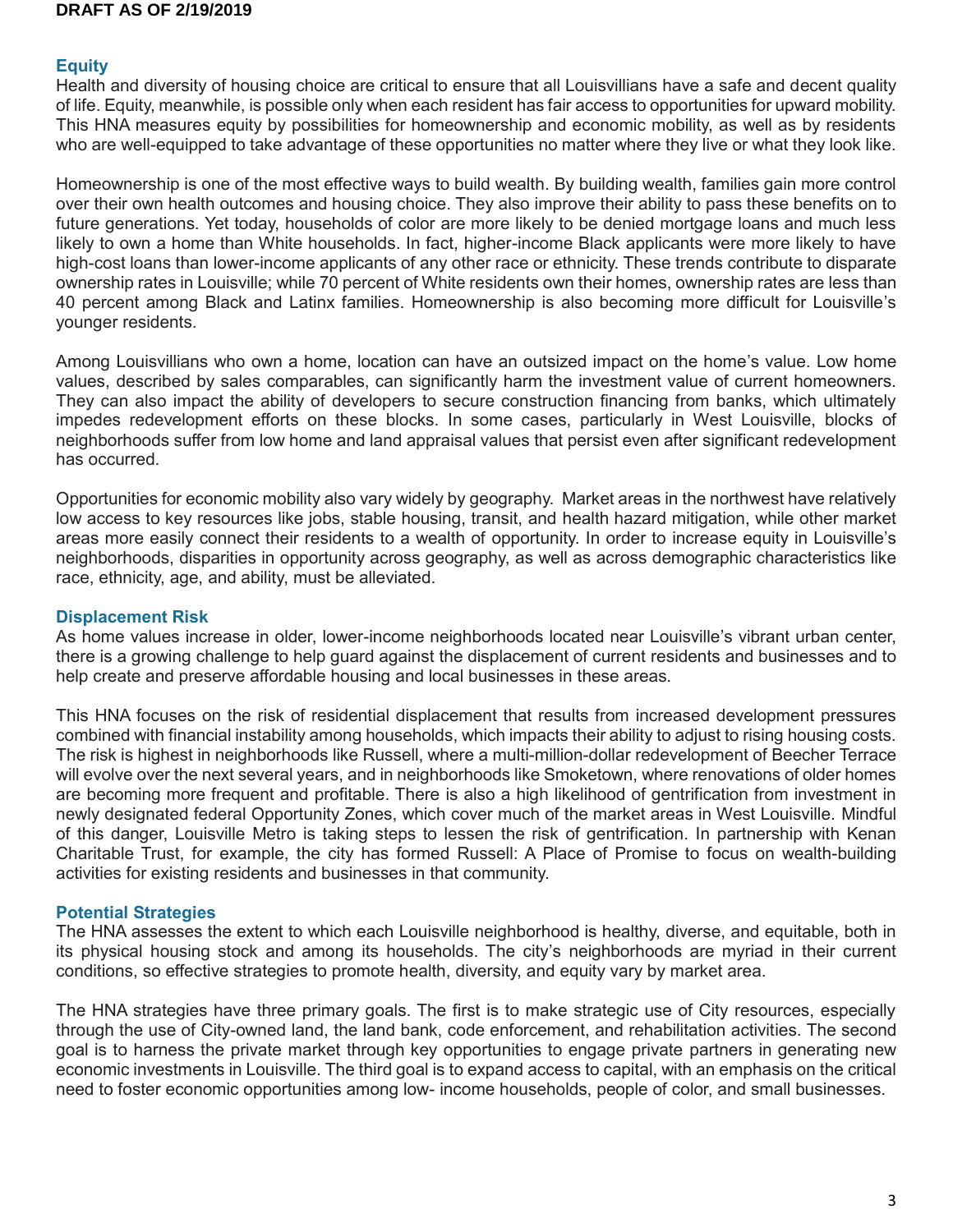## Equity

Health and diversity of housing choice are critical to ensure that all Louisvillians have a safe and decent quality of life. Equity, meanwhile, is possible only when each resident has fair access to opportunities for upward mobility. This HNA measures equity by possibilities for homeownership and economic mobility, as well as by residents who are well-equipped to take advantage of these opportunities no matter where they live or what they look like.

Homeownership is one of the most effective ways to build wealth. By building wealth, families gain more control over their own health outcomes and housing choice. They also improve their ability to pass these benefits on to future generations. Yet today, households of color are more likely to be denied mortgage loans and much less likely to own a home than White households. In fact, higher-income Black applicants were more likely to have high-cost loans than lower-income applicants of any other race or ethnicity. These trends contribute to disparate ownership rates in Louisville; while 70 percent of White residents own their homes, ownership rates are less than 40 percent among Black and Latinx families. Homeownership is also becoming more difficult for Louisville's younger residents.

Among Louisvillians who own a home, location can have an outsized impact on the home's value. Low home values, described by sales comparables, can significantly harm the investment value of current homeowners. They can also impact the ability of developers to secure construction financing from banks, which ultimately impedes redevelopment efforts on these blocks. In some cases, particularly in West Louisville, blocks of neighborhoods suffer from low home and land appraisal values that persist even after significant redevelopment has occurred.

Opportunities for economic mobility also vary widely by geography. Market areas in the northwest have relatively low access to key resources like jobs, stable housing, transit, and health hazard mitigation, while other market areas more easily connect their residents to a wealth of opportunity. In order to increase equity in Louisville's neighborhoods, disparities in opportunity across geography, as well as across demographic characteristics like race, ethnicity, age, and ability, must be alleviated.

## Displacement Risk

As home values increase in older, lower-income neighborhoods located near Louisville's vibrant urban center, there is a growing challenge to help guard against the displacement of current residents and businesses and to help create and preserve affordable housing and local businesses in these areas.

This HNA focuses on the risk of residential displacement that results from increased development pressures combined with financial instability among households, which impacts their ability to adjust to rising housing costs. The risk is highest in neighborhoods like Russell, where a multi-million-dollar redevelopment of Beecher Terrace will evolve over the next several years, and in neighborhoods like Smoketown, where renovations of older homes are becoming more frequent and profitable. There is also a high likelihood of gentrification from investment in newly designated federal Opportunity Zones, which cover much of the market areas in West Louisville. Mindful of this danger, Louisville Metro is taking steps to lessen the risk of gentrification. In partnership with Kenan Charitable Trust, for example, the city has formed Russell: A Place of Promise to focus on wealth-building activities for existing residents and businesses in that community.

## Potential Strategies

The HNA assesses the extent to which each Louisville neighborhood is healthy, diverse, and equitable, both in its physical housing stock and among its households. The city's neighborhoods are myriad in their current conditions, so effective strategies to promote health, diversity, and equity vary by market area.

The HNA strategies have three primary goals. The first is to make strategic use of City resources, especially through the use of City-owned land, the land bank, code enforcement, and rehabilitation activities. The second goal is to harness the private market through key opportunities to engage private partners in generating new economic investments in Louisville. The third goal is to expand access to capital, with an emphasis on the critical need to foster economic opportunities among low- income households, people of color, and small businesses.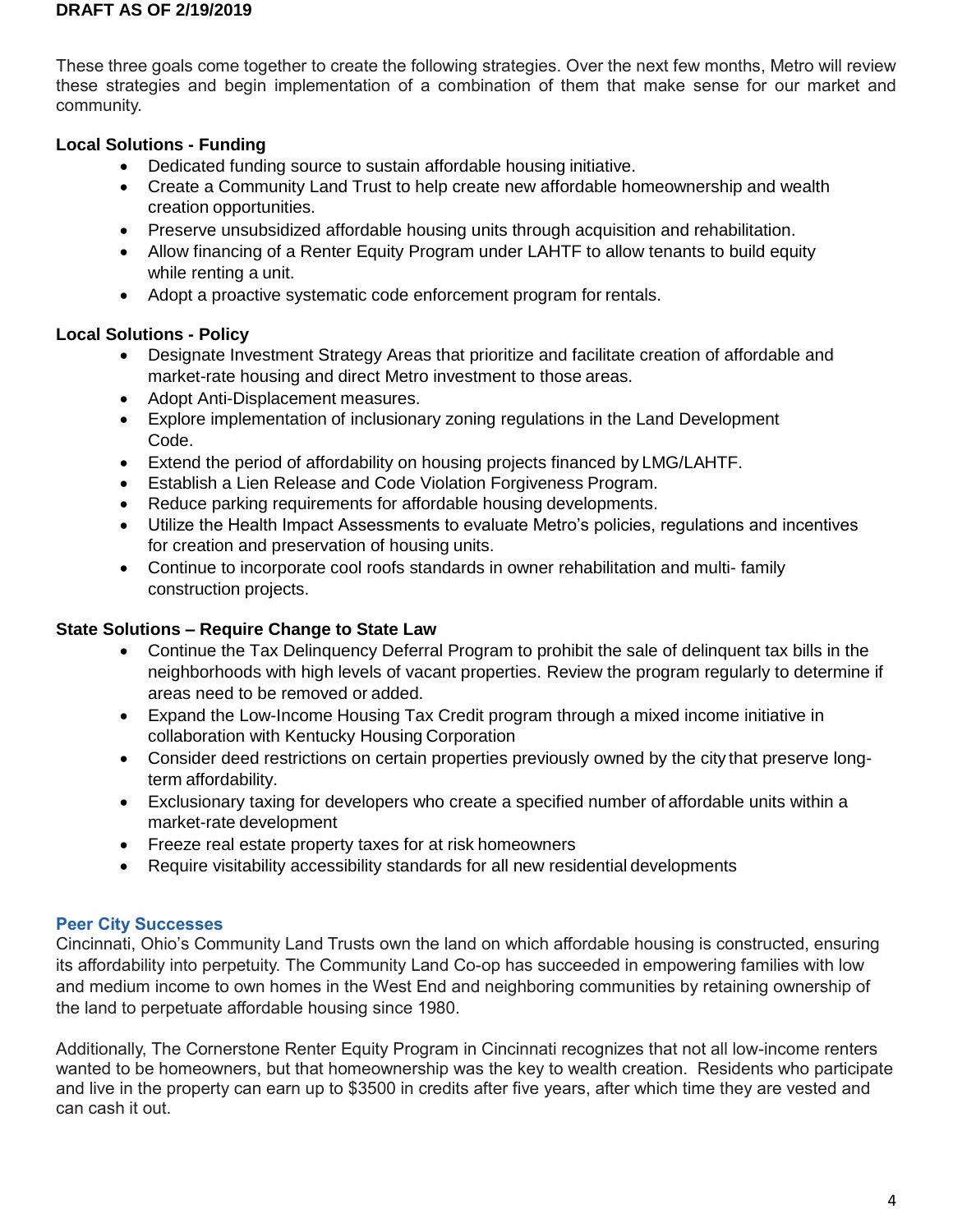**DRAFT AS OF 2/19/2019**

These three goals come together to create the following strategies. Over the next few months, Metro will review these strategies and begin implementation of a combination of them that make sense for our market and community.

**Local Solutions - Funding**

- Dedicated funding source to sustain affordable housing initiative.
- Create a Community Land Trust to help create new affordable homeownership and wealth creation opportunities.
- Preserve unsubsidized affordable housing units through acquisition and rehabilitation.
- Allow financing of a Renter Equity Program under LAHTF to allow tenants to build equity while renting a unit.
- Adopt a proactive systematic code enforcement program for rentals.

**Local Solutions - Policy**

- Designate Investment Strategy Areas that prioritize and facilitate creation of affordable and market-rate housing and direct Metro investment to those areas.
- Adopt Anti-Displacement measures.
- Explore implementation of inclusionary zoning regulations in the Land Development Code.
- Extend the period of affordability on housing projects financed by LMG/LAHTF.
- Establish a Lien Release and Code Violation Forgiveness Program.
- Reduce parking requirements for affordable housing developments.
- Utilize the Health Impact Assessments to evaluate Metro's policies, regulations and incentives for creation and preservation of housing units.
- Continue to incorporate cool roofs standards in owner rehabilitation and multi- family construction projects.

**State Solutions – Require Change to State Law**

- Continue the Tax Delinquency Deferral Program to prohibit the sale of delinquent tax bills in the neighborhoods with high levels of vacant properties. Review the program regularly to determine if areas need to be removed or added.
- Expand the Low-Income Housing Tax Credit program through a mixed income initiative in collaboration with Kentucky Housing Corporation
- Consider deed restrictions on certain properties previously owned by the city that preserve long-term affordability.
- Exclusionary taxing for developers who create a specified number of affordable units within a market-rate development
- Freeze real estate property taxes for at risk homeowners
- Require visitability accessibility standards for all new residential developments

### Peer City Successes

Cincinnati, Ohio's Community Land Trusts own the land on which affordable housing is constructed, ensuring its affordability into perpetuity. The Community Land Co-op has succeeded in empowering families with low and medium income to own homes in the West End and neighboring communities by retaining ownership of the land to perpetuate affordable housing since 1980.

Additionally, The Cornerstone Renter Equity Program in Cincinnati recognizes that not all low-income renters wanted to be homeowners, but that homeownership was the key to wealth creation. Residents who participate and live in the property can earn up to $3500 in credits after five years, after which time they are vested and can cash it out.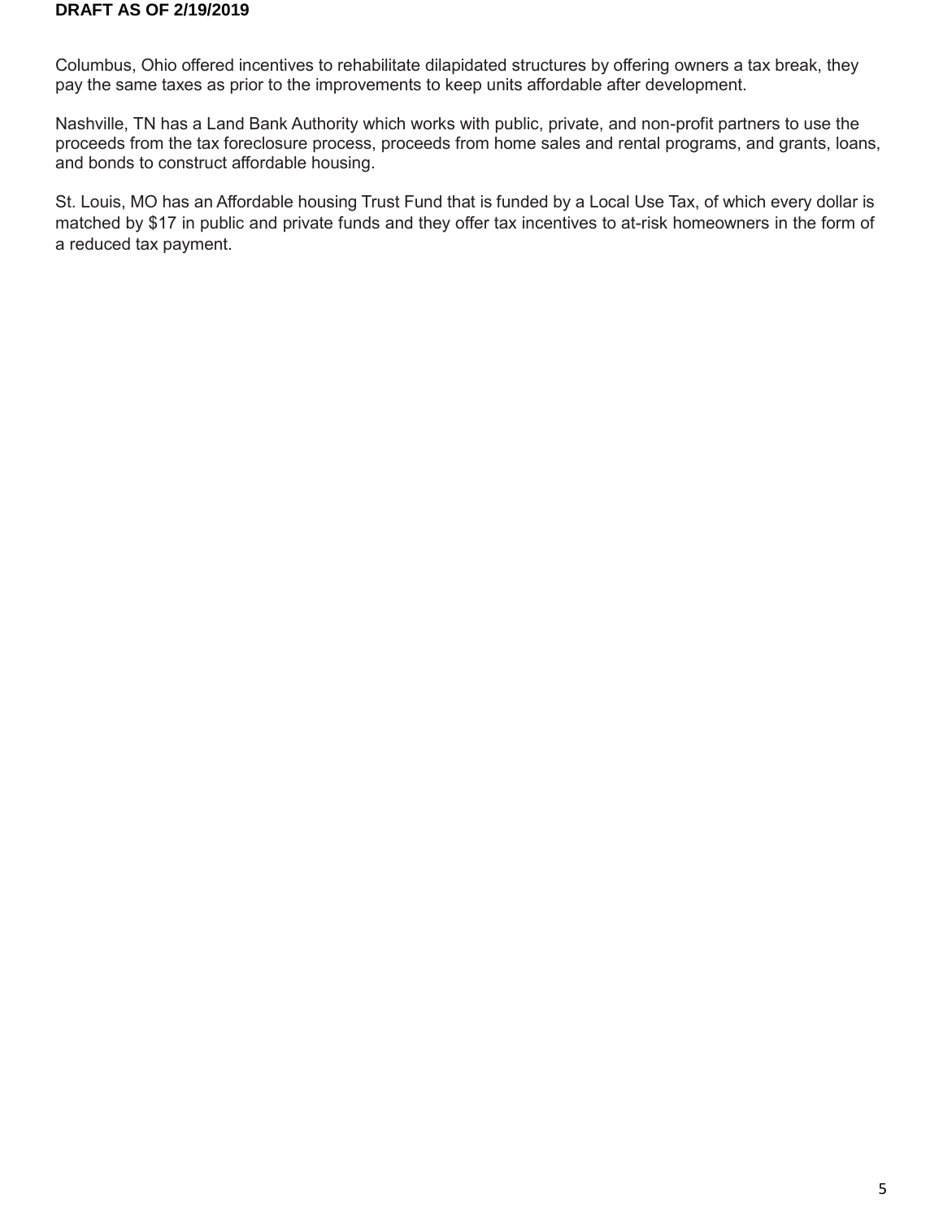Columbus, Ohio offered incentives to rehabilitate dilapidated structures by offering owners a tax break, they pay the same taxes as prior to the improvements to keep units affordable after development.

Nashville, TN has a Land Bank Authority which works with public, private, and non-profit partners to use the proceeds from the tax foreclosure process, proceeds from home sales and rental programs, and grants, loans, and bonds to construct affordable housing.

St. Louis, MO has an Affordable housing Trust Fund that is funded by a Local Use Tax, of which every dollar is matched by $17 in public and private funds and they offer tax incentives to at-risk homeowners in the form of a reduced tax payment.